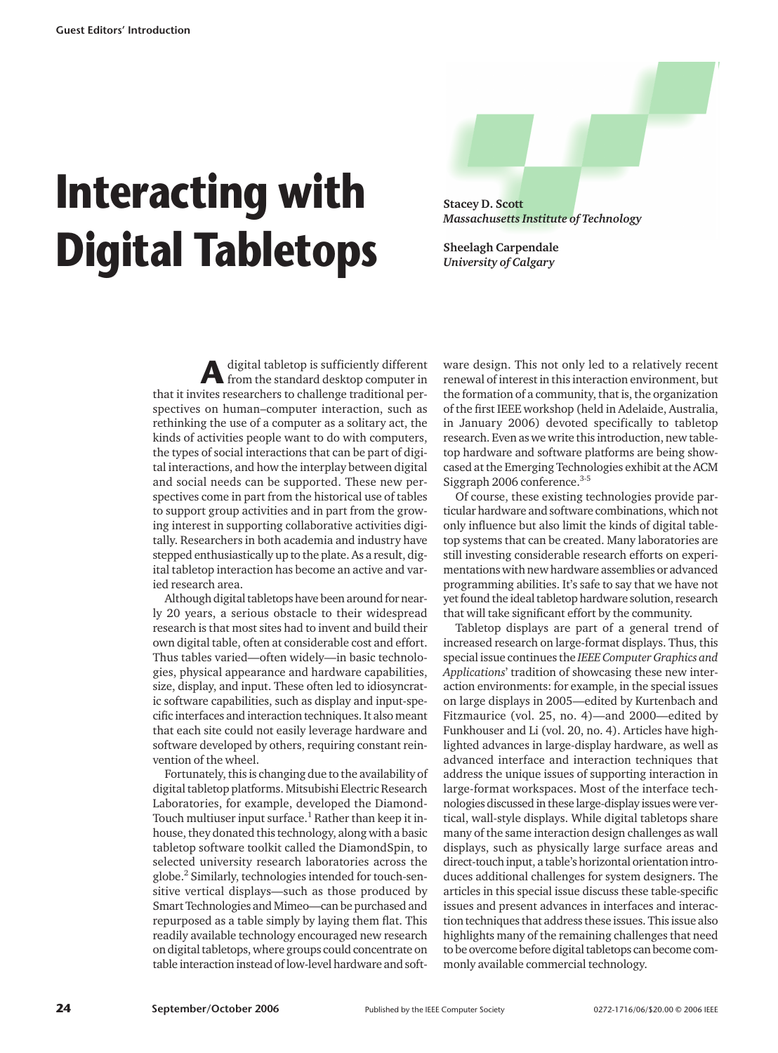# Interacting with Digital Tabletops

**Stacey D. Scott**
*Massachusetts Institute of Technology*

**Sheelagh Carpendale**
*University of Calgary*

A digital tabletop is sufficiently different from the standard desktop computer in that it invites researchers to challenge traditional perspectives on human–computer interaction, such as rethinking the use of a computer as a solitary act, the kinds of activities people want to do with computers, the types of social interactions that can be part of digital interactions, and how the interplay between digital and social needs can be supported. These new perspectives come in part from the historical use of tables to support group activities and in part from the growing interest in supporting collaborative activities digitally. Researchers in both academia and industry have stepped enthusiastically up to the plate. As a result, digital tabletop interaction has become an active and varied research area.

Although digital tabletops have been around for nearly 20 years, a serious obstacle to their widespread research is that most sites had to invent and build their own digital table, often at considerable cost and effort. Thus tables varied—often widely—in basic technologies, physical appearance and hardware capabilities, size, display, and input. These often led to idiosyncratic software capabilities, such as display and input-specific interfaces and interaction techniques. It also meant that each site could not easily leverage hardware and software developed by others, requiring constant reinvention of the wheel.

Fortunately, this is changing due to the availability of digital tabletop platforms. Mitsubishi Electric Research Laboratories, for example, developed the DiamondTouch multiuser input surface.[1] Rather than keep it in-house, they donated this technology, along with a basic tabletop software toolkit called the DiamondSpin, to selected university research laboratories across the globe.[2] Similarly, technologies intended for touch-sensitive vertical displays—such as those produced by Smart Technologies and Mimeo—can be purchased and repurposed as a table simply by laying them flat. This readily available technology encouraged new research on digital tabletops, where groups could concentrate on table interaction instead of low-level hardware and software design. This not only led to a relatively recent renewal of interest in this interaction environment, but the formation of a community, that is, the organization of the first IEEE workshop (held in Adelaide, Australia, in January 2006) devoted specifically to tabletop research. Even as we write this introduction, new tabletop hardware and software platforms are being showcased at the Emerging Technologies exhibit at the ACM Siggraph 2006 conference.[3-5]

Of course, these existing technologies provide particular hardware and software combinations, which not only influence but also limit the kinds of digital tabletop systems that can be created. Many laboratories are still investing considerable research efforts on experimentations with new hardware assemblies or advanced programming abilities. It's safe to say that we have not yet found the ideal tabletop hardware solution, research that will take significant effort by the community.

Tabletop displays are part of a general trend of increased research on large-format displays. Thus, this special issue continues the *IEEE Computer Graphics and Applications*' tradition of showcasing these new interaction environments: for example, in the special issues on large displays in 2005—edited by Kurtenbach and Fitzmaurice (vol. 25, no. 4)—and 2000—edited by Funkhouser and Li (vol. 20, no. 4). Articles have highlighted advances in large-display hardware, as well as advanced interface and interaction techniques that address the unique issues of supporting interaction in large-format workspaces. Most of the interface technologies discussed in these large-display issues were vertical, wall-style displays. While digital tabletops share many of the same interaction design challenges as wall displays, such as physically large surface areas and direct-touch input, a table's horizontal orientation introduces additional challenges for system designers. The articles in this special issue discuss these table-specific issues and present advances in interfaces and interaction techniques that address these issues. This issue also highlights many of the remaining challenges that need to be overcome before digital tabletops can become commonly available commercial technology.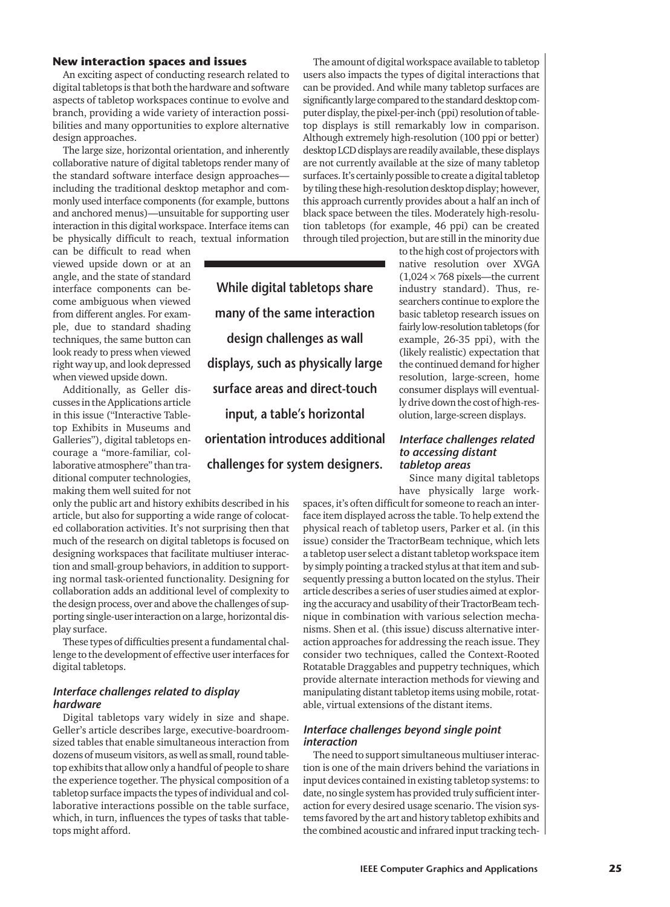## New interaction spaces and issues

An exciting aspect of conducting research related to digital tabletops is that both the hardware and software aspects of tabletop workspaces continue to evolve and branch, providing a wide variety of interaction possibilities and many opportunities to explore alternative design approaches.

The large size, horizontal orientation, and inherently collaborative nature of digital tabletops render many of the standard software interface design approaches—including the traditional desktop metaphor and commonly used interface components (for example, buttons and anchored menus)—unsuitable for supporting user interaction in this digital workspace. Interface items can be physically difficult to reach, textual information can be difficult to read when viewed upside down or at an angle, and the state of standard interface components can become ambiguous when viewed from different angles. For example, due to standard shading techniques, the same button can look ready to press when viewed right way up, and look depressed when viewed upside down.

Additionally, as Geller discusses in the Applications article in this issue ("Interactive Tabletop Exhibits in Museums and Galleries"), digital tabletops encourage a "more-familiar, collaborative atmosphere" than traditional computer technologies, making them well suited for not only the public art and history exhibits described in his article, but also for supporting a wide range of colocated collaboration activities. It's not surprising then that much of the research on digital tabletops is focused on designing workspaces that facilitate multiuser interaction and small-group behaviors, in addition to supporting normal task-oriented functionality. Designing for collaboration adds an additional level of complexity to the design process, over and above the challenges of supporting single-user interaction on a large, horizontal display surface.

These types of difficulties present a fundamental challenge to the development of effective user interfaces for digital tabletops.

**While digital tabletops share many of the same interaction design challenges as wall displays, such as physically large surface areas and direct-touch input, a table's horizontal orientation introduces additional challenges for system designers.**

### *Interface challenges related to display hardware*

Digital tabletops vary widely in size and shape. Geller's article describes large, executive-boardroom-sized tables that enable simultaneous interaction from dozens of museum visitors, as well as small, round tabletop exhibits that allow only a handful of people to share the experience together. The physical composition of a tabletop surface impacts the types of individual and collaborative interactions possible on the table surface, which, in turn, influences the types of tasks that tabletops might afford.

The amount of digital workspace available to tabletop users also impacts the types of digital interactions that can be provided. And while many tabletop surfaces are significantly large compared to the standard desktop computer display, the pixel-per-inch (ppi) resolution of tabletop displays is still remarkably low in comparison. Although extremely high-resolution (100 ppi or better) desktop LCD displays are readily available, these displays are not currently available at the size of many tabletop surfaces. It's certainly possible to create a digital tabletop by tiling these high-resolution desktop display; however, this approach currently provides about a half an inch of black space between the tiles. Moderately high-resolution tabletops (for example, 46 ppi) can be created through tiled projection, but are still in the minority due to the high cost of projectors with native resolution over XVGA ($1,024 \times 768$ pixels—the current industry standard). Thus, researchers continue to explore the basic tabletop research issues on fairly low-resolution tabletops (for example, 26-35 ppi), with the (likely realistic) expectation that the continued demand for higher resolution, large-screen, home consumer displays will eventually drive down the cost of high-resolution, large-screen displays.

### *Interface challenges related to accessing distant tabletop areas*

Since many digital tabletops have physically large workspaces, it's often difficult for someone to reach an interface item displayed across the table. To help extend the physical reach of tabletop users, Parker et al. (in this issue) consider the TractorBeam technique, which lets a tabletop user select a distant tabletop workspace item by simply pointing a tracked stylus at that item and subsequently pressing a button located on the stylus. Their article describes a series of user studies aimed at exploring the accuracy and usability of their TractorBeam technique in combination with various selection mechanisms. Shen et al. (this issue) discuss alternative interaction approaches for addressing the reach issue. They consider two techniques, called the Context-Rooted Rotatable Draggables and puppetry techniques, which provide alternate interaction methods for viewing and manipulating distant tabletop items using mobile, rotatable, virtual extensions of the distant items.

### *Interface challenges beyond single point interaction*

The need to support simultaneous multiuser interaction is one of the main drivers behind the variations in input devices contained in existing tabletop systems: to date, no single system has provided truly sufficient interaction for every desired usage scenario. The vision systems favored by the art and history tabletop exhibits and the combined acoustic and infrared input tracking tech-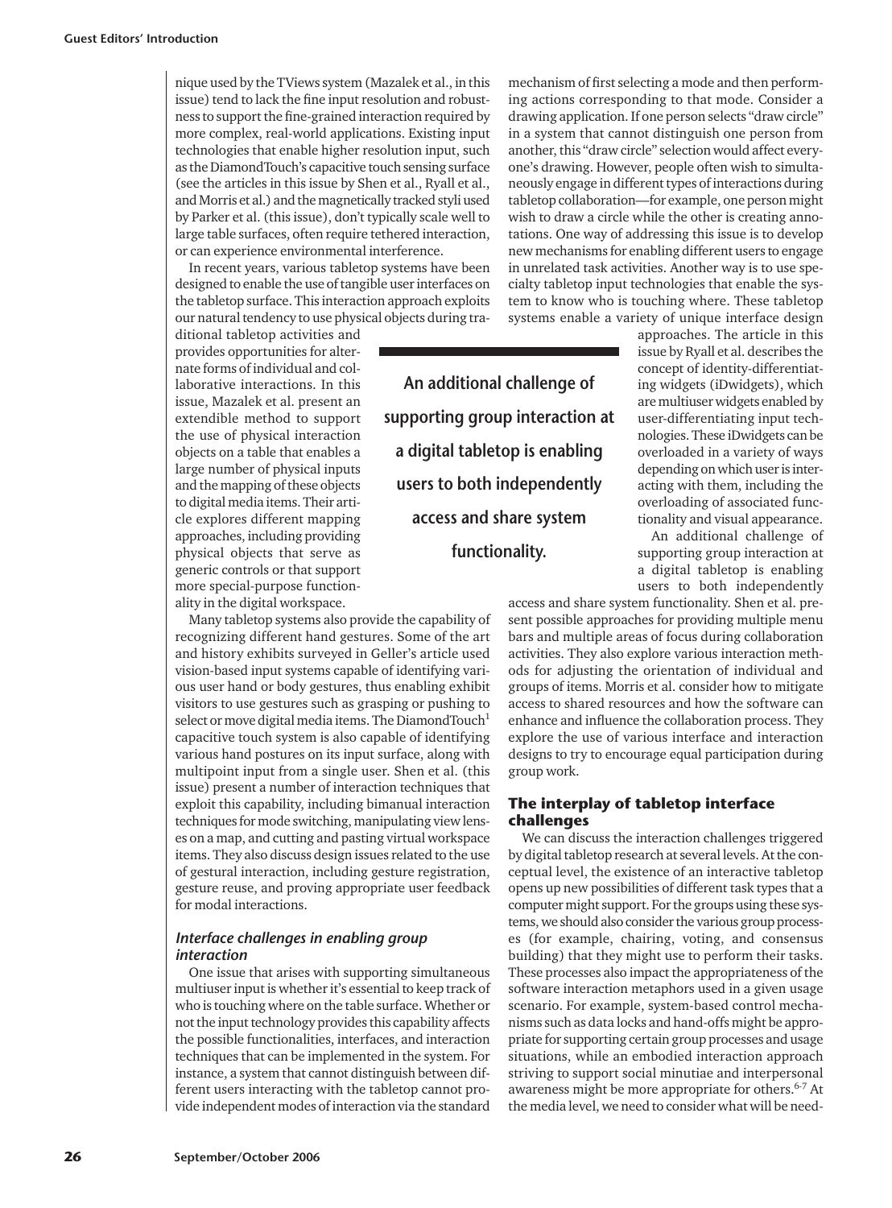nique used by the TViews system (Mazalek et al., in this issue) tend to lack the fine input resolution and robustness to support the fine-grained interaction required by more complex, real-world applications. Existing input technologies that enable higher resolution input, such as the DiamondTouch's capacitive touch sensing surface (see the articles in this issue by Shen et al., Ryall et al., and Morris et al.) and the magnetically tracked styli used by Parker et al. (this issue), don't typically scale well to large table surfaces, often require tethered interaction, or can experience environmental interference.

In recent years, various tabletop systems have been designed to enable the use of tangible user interfaces on the tabletop surface. This interaction approach exploits our natural tendency to use physical objects during traditional tabletop activities and provides opportunities for alternate forms of individual and collaborative interactions. In this issue, Mazalek et al. present an extendible method to support the use of physical interaction objects on a table that enables a large number of physical inputs and the mapping of these objects to digital media items. Their article explores different mapping approaches, including providing physical objects that serve as generic controls or that support more special-purpose functionality in the digital workspace.

Many tabletop systems also provide the capability of recognizing different hand gestures. Some of the art and history exhibits surveyed in Geller's article used vision-based input systems capable of identifying various user hand or body gestures, thus enabling exhibit visitors to use gestures such as grasping or pushing to select or move digital media items. The DiamondTouch[1] capacitive touch system is also capable of identifying various hand postures on its input surface, along with multipoint input from a single user. Shen et al. (this issue) present a number of interaction techniques that exploit this capability, including bimanual interaction techniques for mode switching, manipulating view lenses on a map, and cutting and pasting virtual workspace items. They also discuss design issues related to the use of gestural interaction, including gesture registration, gesture reuse, and proving appropriate user feedback for modal interactions.

### Interface challenges in enabling group interaction

One issue that arises with supporting simultaneous multiuser input is whether it's essential to keep track of who is touching where on the table surface. Whether or not the input technology provides this capability affects the possible functionalities, interfaces, and interaction techniques that can be implemented in the system. For instance, a system that cannot distinguish between different users interacting with the tabletop cannot provide independent modes of interaction via the standard mechanism of first selecting a mode and then performing actions corresponding to that mode. Consider a drawing application. If one person selects "draw circle" in a system that cannot distinguish one person from another, this "draw circle" selection would affect everyone's drawing. However, people often wish to simultaneously engage in different types of interactions during tabletop collaboration—for example, one person might wish to draw a circle while the other is creating annotations. One way of addressing this issue is to develop new mechanisms for enabling different users to engage in unrelated task activities. Another way is to use specialty tabletop input technologies that enable the system to know who is touching where. These tabletop systems enable a variety of unique interface design approaches. The article in this issue by Ryall et al. describes the concept of identity-differentiating widgets (iDwidgets), which are multiuser widgets enabled by user-differentiating input technologies. These iDwidgets can be overloaded in a variety of ways depending on which user is interacting with them, including the overloading of associated functionality and visual appearance.

> **An additional challenge of supporting group interaction at a digital tabletop is enabling users to both independently access and share system functionality.**

An additional challenge of supporting group interaction at a digital tabletop is enabling users to both independently access and share system functionality. Shen et al. present possible approaches for providing multiple menu bars and multiple areas of focus during collaboration activities. They also explore various interaction methods for adjusting the orientation of individual and groups of items. Morris et al. consider how to mitigate access to shared resources and how the software can enhance and influence the collaboration process. They explore the use of various interface and interaction designs to try to encourage equal participation during group work.

## The interplay of tabletop interface challenges

We can discuss the interaction challenges triggered by digital tabletop research at several levels. At the conceptual level, the existence of an interactive tabletop opens up new possibilities of different task types that a computer might support. For the groups using these systems, we should also consider the various group processes (for example, chairing, voting, and consensus building) that they might use to perform their tasks. These processes also impact the appropriateness of the software interaction metaphors used in a given usage scenario. For example, system-based control mechanisms such as data locks and hand-offs might be appropriate for supporting certain group processes and usage situations, while an embodied interaction approach striving to support social minutiae and interpersonal awareness might be more appropriate for others.[6-7] At the media level, we need to consider what will be need-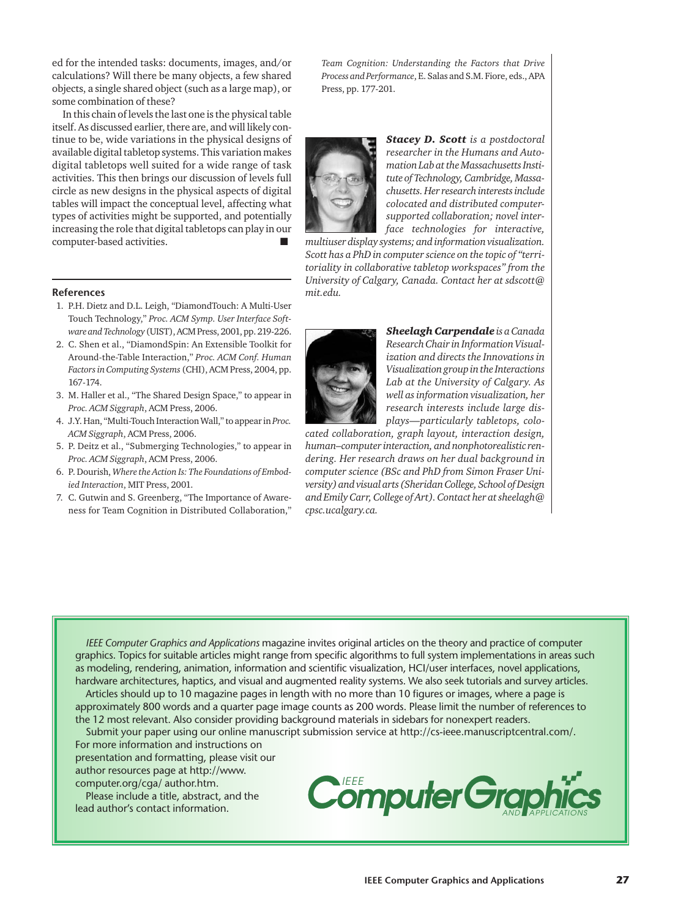ed for the intended tasks: documents, images, and/or calculations? Will there be many objects, a few shared objects, a single shared object (such as a large map), or some combination of these?

In this chain of levels the last one is the physical table itself. As discussed earlier, there are, and will likely continue to be, wide variations in the physical designs of available digital tabletop systems. This variation makes digital tabletops well suited for a wide range of task activities. This then brings our discussion of levels full circle as new designs in the physical aspects of digital tables will impact the conceptual level, affecting what types of activities might be supported, and potentially increasing the role that digital tabletops can play in our computer-based activities. ■

## References

1. P.H. Dietz and D.L. Leigh, "DiamondTouch: A Multi-User Touch Technology," *Proc. ACM Symp. User Interface Software and Technology* (UIST), ACM Press, 2001, pp. 219-226.
2. C. Shen et al., "DiamondSpin: An Extensible Toolkit for Around-the-Table Interaction," *Proc. ACM Conf. Human Factors in Computing Systems* (CHI), ACM Press, 2004, pp. 167-174.
3. M. Haller et al., "The Shared Design Space," to appear in *Proc. ACM Siggraph*, ACM Press, 2006.
4. J.Y. Han, "Multi-Touch Interaction Wall," to appear in *Proc. ACM Siggraph*, ACM Press, 2006.
5. P. Deitz et al., "Submerging Technologies," to appear in *Proc. ACM Siggraph*, ACM Press, 2006.
6. P. Dourish, *Where the Action Is: The Foundations of Embodied Interaction*, MIT Press, 2001.
7. C. Gutwin and S. Greenberg, "The Importance of Awareness for Team Cognition in Distributed Collaboration," *Team Cognition: Understanding the Factors that Drive Process and Performance*, E. Salas and S.M. Fiore, eds., APA Press, pp. 177-201.

***Stacey D. Scott*** *is a postdoctoral researcher in the Humans and Automation Lab at the Massachusetts Institute of Technology, Cambridge, Massachusetts. Her research interests include colocated and distributed computer-supported collaboration; novel interface technologies for interactive, multiuser display systems; and information visualization. Scott has a PhD in computer science on the topic of "territoriality in collaborative tabletop workspaces" from the University of Calgary, Canada. Contact her at sdscott@mit.edu.*

***Sheelagh Carpendale*** *is a Canada Research Chair in Information Visualization and directs the Innovations in Visualization group in the Interactions Lab at the University of Calgary. As well as information visualization, her research interests include large displays—particularly tabletops, colocated collaboration, graph layout, interaction design, human–computer interaction, and nonphotorealistic rendering. Her research draws on her dual background in computer science (BSc and PhD from Simon Fraser University) and visual arts (Sheridan College, School of Design and Emily Carr, College of Art). Contact her at sheelagh@cpsc.ucalgary.ca.*

---

*IEEE Computer Graphics and Applications* magazine invites original articles on the theory and practice of computer graphics. Topics for suitable articles might range from specific algorithms to full system implementations in areas such as modeling, rendering, animation, information and scientific visualization, HCI/user interfaces, novel applications, hardware architectures, haptics, and visual and augmented reality systems. We also seek tutorials and survey articles.

Articles should up to 10 magazine pages in length with no more than 10 figures or images, where a page is approximately 800 words and a quarter page image counts as 200 words. Please limit the number of references to the 12 most relevant. Also consider providing background materials in sidebars for nonexpert readers.

Submit your paper using our online manuscript submission service at http://cs-ieee.manuscriptcentral.com/. For more information and instructions on presentation and formatting, please visit our author resources page at http://www.computer.org/cga/ author.htm.

Please include a title, abstract, and the lead author's contact information.

IEEE Computer Graphics AND APPLICATIONS